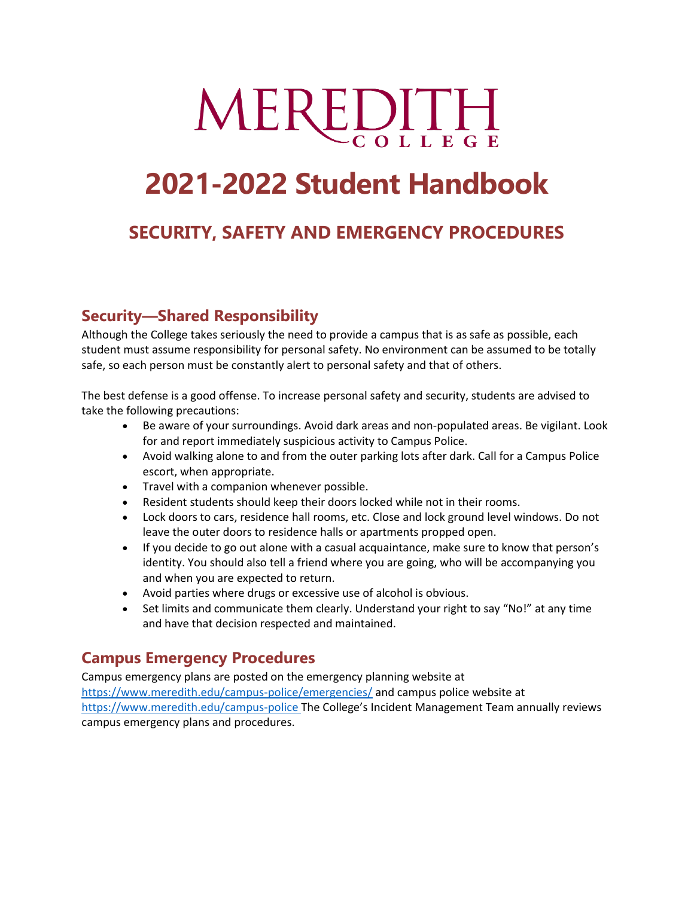# MEREDITH COLLEGE

# 2021-2022 Student Handbook

## SECURITY, SAFETY AND EMERGENCY PROCEDURES

### Security—Shared Responsibility

Although the College takes seriously the need to provide a campus that is as safe as possible, each student must assume responsibility for personal safety. No environment can be assumed to be totally safe, so each person must be constantly alert to personal safety and that of others.

The best defense is a good offense. To increase personal safety and security, students are advised to take the following precautions:

- Be aware of your surroundings. Avoid dark areas and non-populated areas. Be vigilant. Look for and report immediately suspicious activity to Campus Police.
- Avoid walking alone to and from the outer parking lots after dark. Call for a Campus Police escort, when appropriate.
- Travel with a companion whenever possible.
- Resident students should keep their doors locked while not in their rooms.
- Lock doors to cars, residence hall rooms, etc. Close and lock ground level windows. Do not leave the outer doors to residence halls or apartments propped open.
- If you decide to go out alone with a casual acquaintance, make sure to know that person's identity. You should also tell a friend where you are going, who will be accompanying you and when you are expected to return.
- Avoid parties where drugs or excessive use of alcohol is obvious.
- Set limits and communicate them clearly. Understand your right to say "No!" at any time and have that decision respected and maintained.

### Campus Emergency Procedures

Campus emergency plans are posted on the emergency planning website at https://www.meredith.edu/campus-police/emergencies/ and campus police website at https://www.meredith.edu/campus-police The College's Incident Management Team annually reviews campus emergency plans and procedures.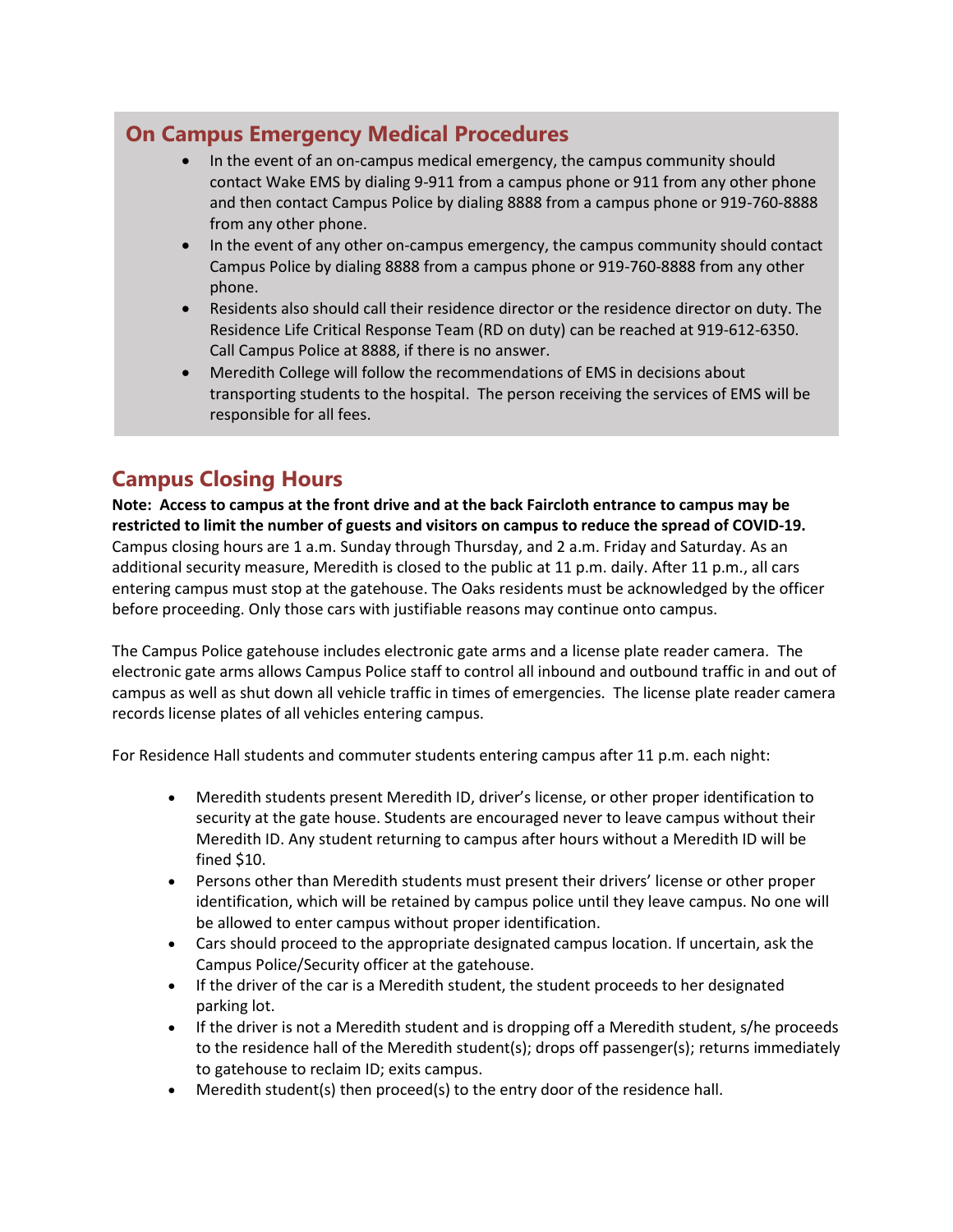## On Campus Emergency Medical Procedures

- In the event of an on-campus medical emergency, the campus community should contact Wake EMS by dialing 9-911 from a campus phone or 911 from any other phone and then contact Campus Police by dialing 8888 from a campus phone or 919-760-8888 from any other phone.
- In the event of any other on-campus emergency, the campus community should contact Campus Police by dialing 8888 from a campus phone or 919-760-8888 from any other phone.
- Residents also should call their residence director or the residence director on duty. The Residence Life Critical Response Team (RD on duty) can be reached at 919-612-6350. Call Campus Police at 8888, if there is no answer.
- Meredith College will follow the recommendations of EMS in decisions about transporting students to the hospital. The person receiving the services of EMS will be responsible for all fees.

## Campus Closing Hours

**Note: Access to campus at the front drive and at the back Faircloth entrance to campus may be restricted to limit the number of guests and visitors on campus to reduce the spread of COVID-19.**
Campus closing hours are 1 a.m. Sunday through Thursday, and 2 a.m. Friday and Saturday. As an additional security measure, Meredith is closed to the public at 11 p.m. daily. After 11 p.m., all cars entering campus must stop at the gatehouse. The Oaks residents must be acknowledged by the officer before proceeding. Only those cars with justifiable reasons may continue onto campus.

The Campus Police gatehouse includes electronic gate arms and a license plate reader camera. The electronic gate arms allows Campus Police staff to control all inbound and outbound traffic in and out of campus as well as shut down all vehicle traffic in times of emergencies. The license plate reader camera records license plates of all vehicles entering campus.

For Residence Hall students and commuter students entering campus after 11 p.m. each night:

- Meredith students present Meredith ID, driver's license, or other proper identification to security at the gate house. Students are encouraged never to leave campus without their Meredith ID. Any student returning to campus after hours without a Meredith ID will be fined $10.
- Persons other than Meredith students must present their drivers' license or other proper identification, which will be retained by campus police until they leave campus. No one will be allowed to enter campus without proper identification.
- Cars should proceed to the appropriate designated campus location. If uncertain, ask the Campus Police/Security officer at the gatehouse.
- If the driver of the car is a Meredith student, the student proceeds to her designated parking lot.
- If the driver is not a Meredith student and is dropping off a Meredith student, s/he proceeds to the residence hall of the Meredith student(s); drops off passenger(s); returns immediately to gatehouse to reclaim ID; exits campus.
- Meredith student(s) then proceed(s) to the entry door of the residence hall.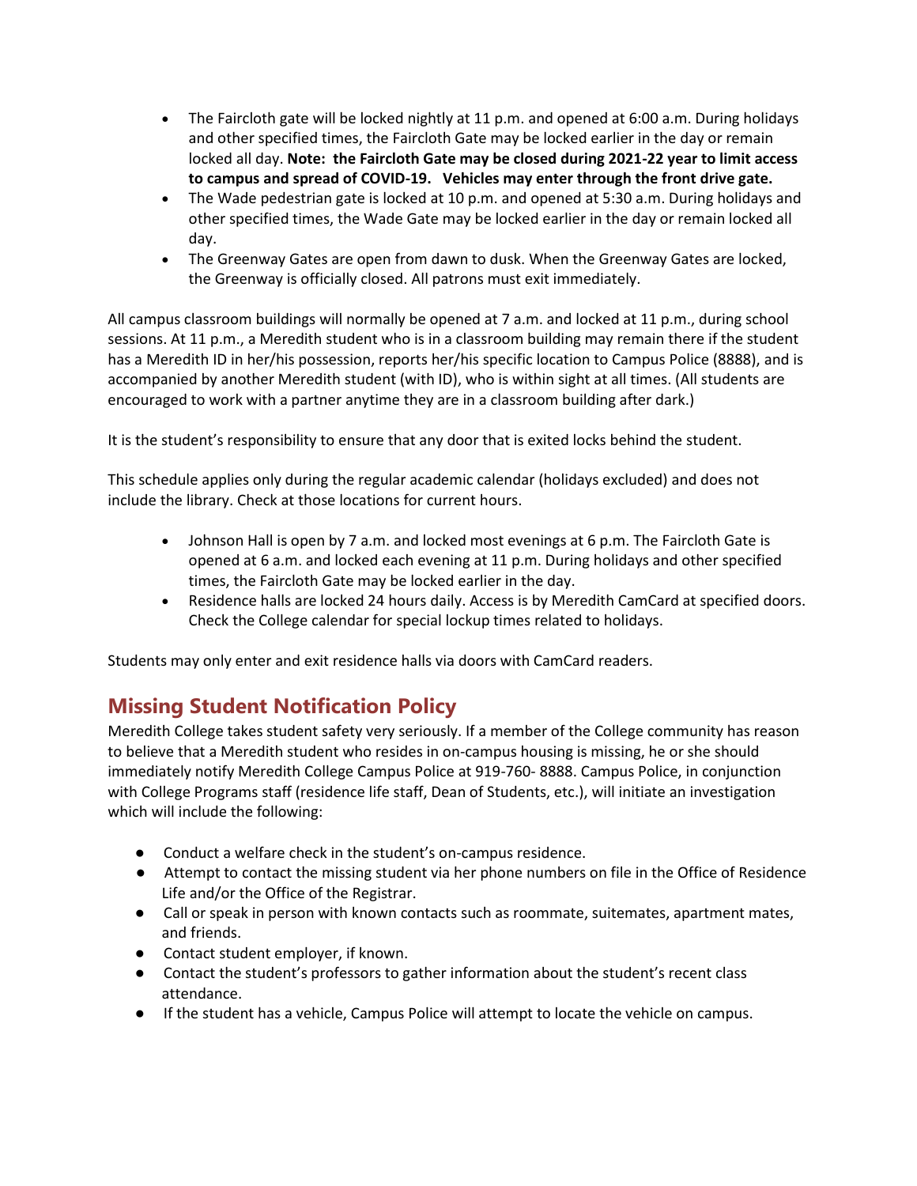- The Faircloth gate will be locked nightly at 11 p.m. and opened at 6:00 a.m. During holidays and other specified times, the Faircloth Gate may be locked earlier in the day or remain locked all day. **Note: the Faircloth Gate may be closed during 2021-22 year to limit access to campus and spread of COVID-19. Vehicles may enter through the front drive gate.**
- The Wade pedestrian gate is locked at 10 p.m. and opened at 5:30 a.m. During holidays and other specified times, the Wade Gate may be locked earlier in the day or remain locked all day.
- The Greenway Gates are open from dawn to dusk. When the Greenway Gates are locked, the Greenway is officially closed. All patrons must exit immediately.

All campus classroom buildings will normally be opened at 7 a.m. and locked at 11 p.m., during school sessions. At 11 p.m., a Meredith student who is in a classroom building may remain there if the student has a Meredith ID in her/his possession, reports her/his specific location to Campus Police (8888), and is accompanied by another Meredith student (with ID), who is within sight at all times. (All students are encouraged to work with a partner anytime they are in a classroom building after dark.)

It is the student's responsibility to ensure that any door that is exited locks behind the student.

This schedule applies only during the regular academic calendar (holidays excluded) and does not include the library. Check at those locations for current hours.

- Johnson Hall is open by 7 a.m. and locked most evenings at 6 p.m. The Faircloth Gate is opened at 6 a.m. and locked each evening at 11 p.m. During holidays and other specified times, the Faircloth Gate may be locked earlier in the day.
- Residence halls are locked 24 hours daily. Access is by Meredith CamCard at specified doors. Check the College calendar for special lockup times related to holidays.

Students may only enter and exit residence halls via doors with CamCard readers.

## Missing Student Notification Policy

Meredith College takes student safety very seriously. If a member of the College community has reason to believe that a Meredith student who resides in on-campus housing is missing, he or she should immediately notify Meredith College Campus Police at 919-760- 8888. Campus Police, in conjunction with College Programs staff (residence life staff, Dean of Students, etc.), will initiate an investigation which will include the following:

- Conduct a welfare check in the student's on-campus residence.
- Attempt to contact the missing student via her phone numbers on file in the Office of Residence Life and/or the Office of the Registrar.
- Call or speak in person with known contacts such as roommate, suitemates, apartment mates, and friends.
- Contact student employer, if known.
- Contact the student's professors to gather information about the student's recent class attendance.
- If the student has a vehicle, Campus Police will attempt to locate the vehicle on campus.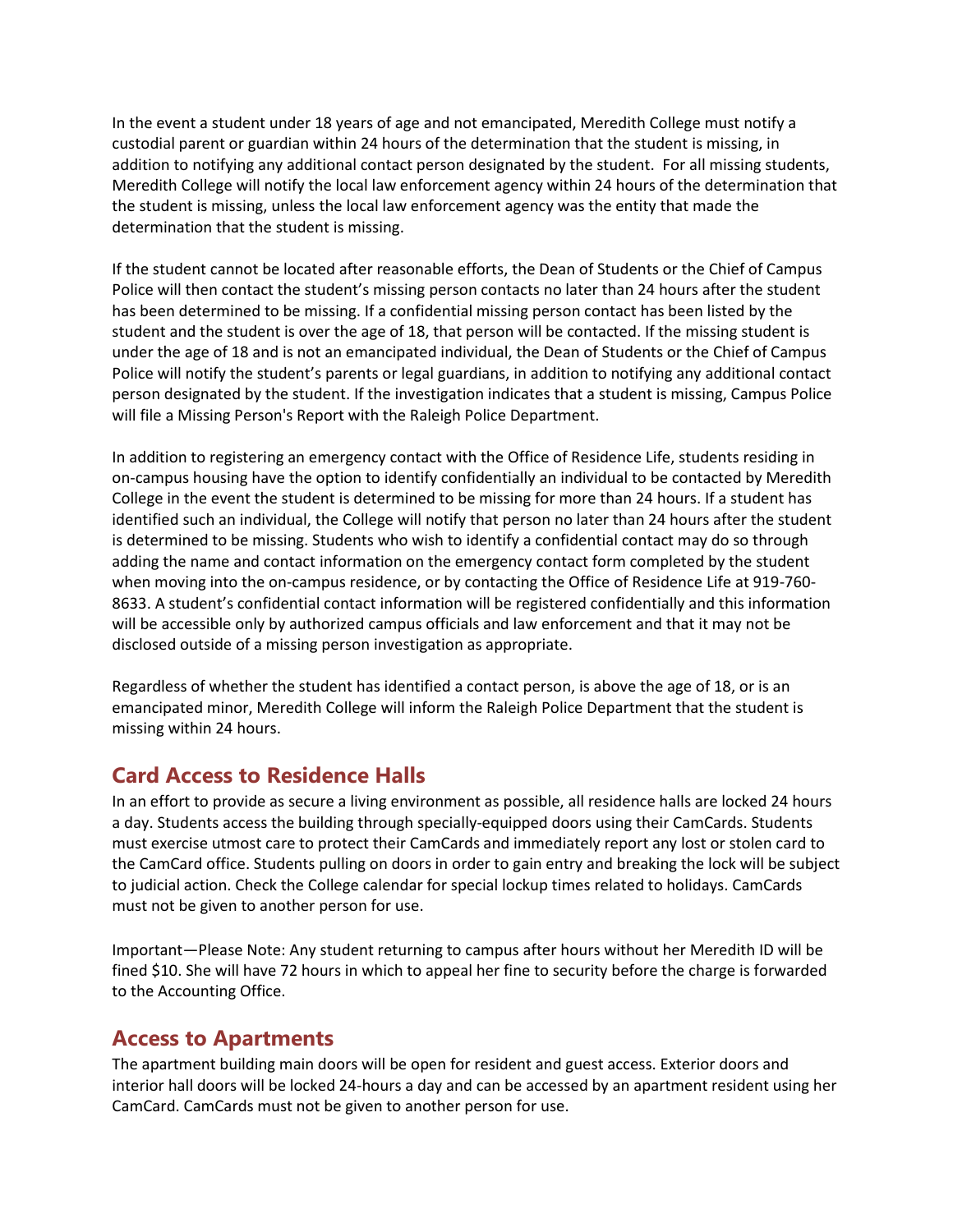In the event a student under 18 years of age and not emancipated, Meredith College must notify a custodial parent or guardian within 24 hours of the determination that the student is missing, in addition to notifying any additional contact person designated by the student. For all missing students, Meredith College will notify the local law enforcement agency within 24 hours of the determination that the student is missing, unless the local law enforcement agency was the entity that made the determination that the student is missing.

If the student cannot be located after reasonable efforts, the Dean of Students or the Chief of Campus Police will then contact the student's missing person contacts no later than 24 hours after the student has been determined to be missing. If a confidential missing person contact has been listed by the student and the student is over the age of 18, that person will be contacted. If the missing student is under the age of 18 and is not an emancipated individual, the Dean of Students or the Chief of Campus Police will notify the student's parents or legal guardians, in addition to notifying any additional contact person designated by the student. If the investigation indicates that a student is missing, Campus Police will file a Missing Person's Report with the Raleigh Police Department.

In addition to registering an emergency contact with the Office of Residence Life, students residing in on-campus housing have the option to identify confidentially an individual to be contacted by Meredith College in the event the student is determined to be missing for more than 24 hours. If a student has identified such an individual, the College will notify that person no later than 24 hours after the student is determined to be missing. Students who wish to identify a confidential contact may do so through adding the name and contact information on the emergency contact form completed by the student when moving into the on-campus residence, or by contacting the Office of Residence Life at 919-760-8633. A student's confidential contact information will be registered confidentially and this information will be accessible only by authorized campus officials and law enforcement and that it may not be disclosed outside of a missing person investigation as appropriate.

Regardless of whether the student has identified a contact person, is above the age of 18, or is an emancipated minor, Meredith College will inform the Raleigh Police Department that the student is missing within 24 hours.

## Card Access to Residence Halls

In an effort to provide as secure a living environment as possible, all residence halls are locked 24 hours a day. Students access the building through specially-equipped doors using their CamCards. Students must exercise utmost care to protect their CamCards and immediately report any lost or stolen card to the CamCard office. Students pulling on doors in order to gain entry and breaking the lock will be subject to judicial action. Check the College calendar for special lockup times related to holidays. CamCards must not be given to another person for use.

Important—Please Note: Any student returning to campus after hours without her Meredith ID will be fined $10. She will have 72 hours in which to appeal her fine to security before the charge is forwarded to the Accounting Office.

## Access to Apartments

The apartment building main doors will be open for resident and guest access. Exterior doors and interior hall doors will be locked 24-hours a day and can be accessed by an apartment resident using her CamCard. CamCards must not be given to another person for use.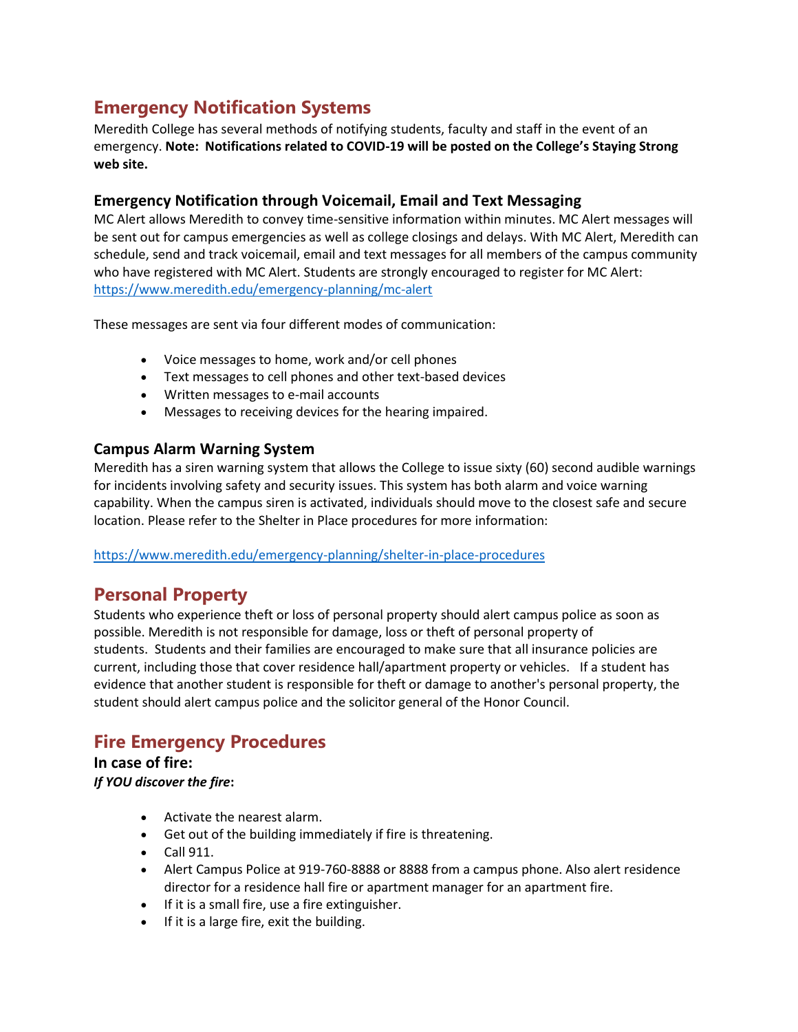## Emergency Notification Systems

Meredith College has several methods of notifying students, faculty and staff in the event of an emergency. **Note: Notifications related to COVID-19 will be posted on the College's Staying Strong web site.**

### Emergency Notification through Voicemail, Email and Text Messaging

MC Alert allows Meredith to convey time-sensitive information within minutes. MC Alert messages will be sent out for campus emergencies as well as college closings and delays. With MC Alert, Meredith can schedule, send and track voicemail, email and text messages for all members of the campus community who have registered with MC Alert. Students are strongly encouraged to register for MC Alert: https://www.meredith.edu/emergency-planning/mc-alert

These messages are sent via four different modes of communication:

- Voice messages to home, work and/or cell phones
- Text messages to cell phones and other text-based devices
- Written messages to e-mail accounts
- Messages to receiving devices for the hearing impaired.

### Campus Alarm Warning System

Meredith has a siren warning system that allows the College to issue sixty (60) second audible warnings for incidents involving safety and security issues. This system has both alarm and voice warning capability. When the campus siren is activated, individuals should move to the closest safe and secure location. Please refer to the Shelter in Place procedures for more information:

https://www.meredith.edu/emergency-planning/shelter-in-place-procedures

## Personal Property

Students who experience theft or loss of personal property should alert campus police as soon as possible. Meredith is not responsible for damage, loss or theft of personal property of students. Students and their families are encouraged to make sure that all insurance policies are current, including those that cover residence hall/apartment property or vehicles. If a student has evidence that another student is responsible for theft or damage to another's personal property, the student should alert campus police and the solicitor general of the Honor Council.

## Fire Emergency Procedures

### In case of fire:

***If YOU discover the fire*:**

- Activate the nearest alarm.
- Get out of the building immediately if fire is threatening.
- Call 911.
- Alert Campus Police at 919-760-8888 or 8888 from a campus phone. Also alert residence director for a residence hall fire or apartment manager for an apartment fire.
- If it is a small fire, use a fire extinguisher.
- If it is a large fire, exit the building.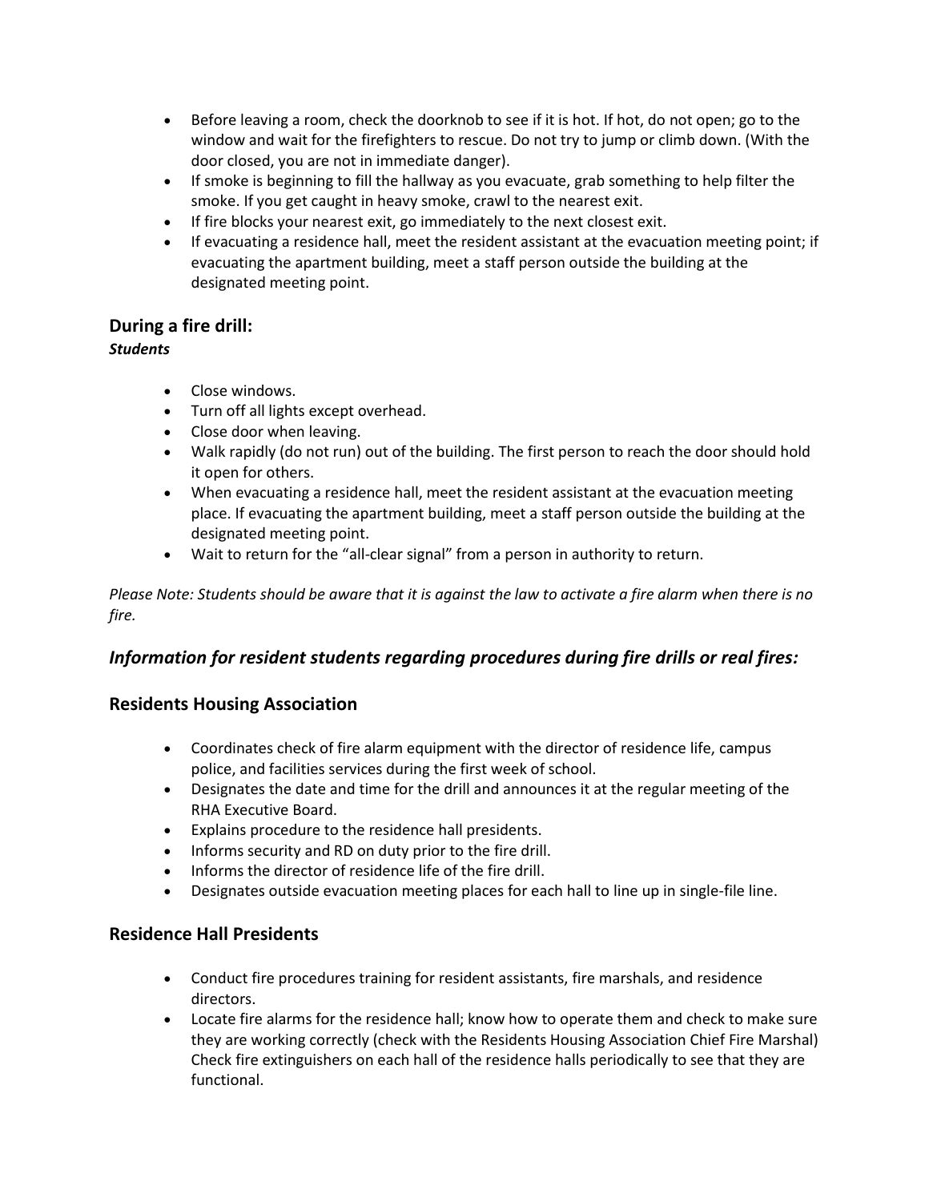- Before leaving a room, check the doorknob to see if it is hot. If hot, do not open; go to the window and wait for the firefighters to rescue. Do not try to jump or climb down. (With the door closed, you are not in immediate danger).
- If smoke is beginning to fill the hallway as you evacuate, grab something to help filter the smoke. If you get caught in heavy smoke, crawl to the nearest exit.
- If fire blocks your nearest exit, go immediately to the next closest exit.
- If evacuating a residence hall, meet the resident assistant at the evacuation meeting point; if evacuating the apartment building, meet a staff person outside the building at the designated meeting point.

## During a fire drill:

***Students***

- Close windows.
- Turn off all lights except overhead.
- Close door when leaving.
- Walk rapidly (do not run) out of the building. The first person to reach the door should hold it open for others.
- When evacuating a residence hall, meet the resident assistant at the evacuation meeting place. If evacuating the apartment building, meet a staff person outside the building at the designated meeting point.
- Wait to return for the "all-clear signal" from a person in authority to return.

*Please Note: Students should be aware that it is against the law to activate a fire alarm when there is no fire.*

## *Information for resident students regarding procedures during fire drills or real fires:*

### Residents Housing Association

- Coordinates check of fire alarm equipment with the director of residence life, campus police, and facilities services during the first week of school.
- Designates the date and time for the drill and announces it at the regular meeting of the RHA Executive Board.
- Explains procedure to the residence hall presidents.
- Informs security and RD on duty prior to the fire drill.
- Informs the director of residence life of the fire drill.
- Designates outside evacuation meeting places for each hall to line up in single-file line.

### Residence Hall Presidents

- Conduct fire procedures training for resident assistants, fire marshals, and residence directors.
- Locate fire alarms for the residence hall; know how to operate them and check to make sure they are working correctly (check with the Residents Housing Association Chief Fire Marshal) Check fire extinguishers on each hall of the residence halls periodically to see that they are functional.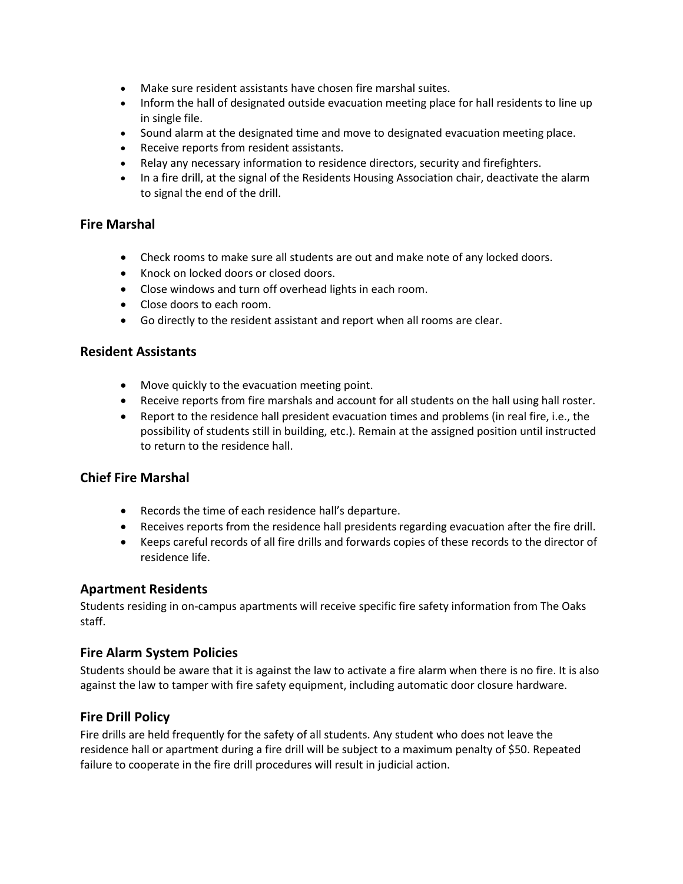- Make sure resident assistants have chosen fire marshal suites.
- Inform the hall of designated outside evacuation meeting place for hall residents to line up in single file.
- Sound alarm at the designated time and move to designated evacuation meeting place.
- Receive reports from resident assistants.
- Relay any necessary information to residence directors, security and firefighters.
- In a fire drill, at the signal of the Residents Housing Association chair, deactivate the alarm to signal the end of the drill.

### Fire Marshal

- Check rooms to make sure all students are out and make note of any locked doors.
- Knock on locked doors or closed doors.
- Close windows and turn off overhead lights in each room.
- Close doors to each room.
- Go directly to the resident assistant and report when all rooms are clear.

### Resident Assistants

- Move quickly to the evacuation meeting point.
- Receive reports from fire marshals and account for all students on the hall using hall roster.
- Report to the residence hall president evacuation times and problems (in real fire, i.e., the possibility of students still in building, etc.). Remain at the assigned position until instructed to return to the residence hall.

### Chief Fire Marshal

- Records the time of each residence hall's departure.
- Receives reports from the residence hall presidents regarding evacuation after the fire drill.
- Keeps careful records of all fire drills and forwards copies of these records to the director of residence life.

### Apartment Residents

Students residing in on-campus apartments will receive specific fire safety information from The Oaks staff.

### Fire Alarm System Policies

Students should be aware that it is against the law to activate a fire alarm when there is no fire. It is also against the law to tamper with fire safety equipment, including automatic door closure hardware.

### Fire Drill Policy

Fire drills are held frequently for the safety of all students. Any student who does not leave the residence hall or apartment during a fire drill will be subject to a maximum penalty of $50. Repeated failure to cooperate in the fire drill procedures will result in judicial action.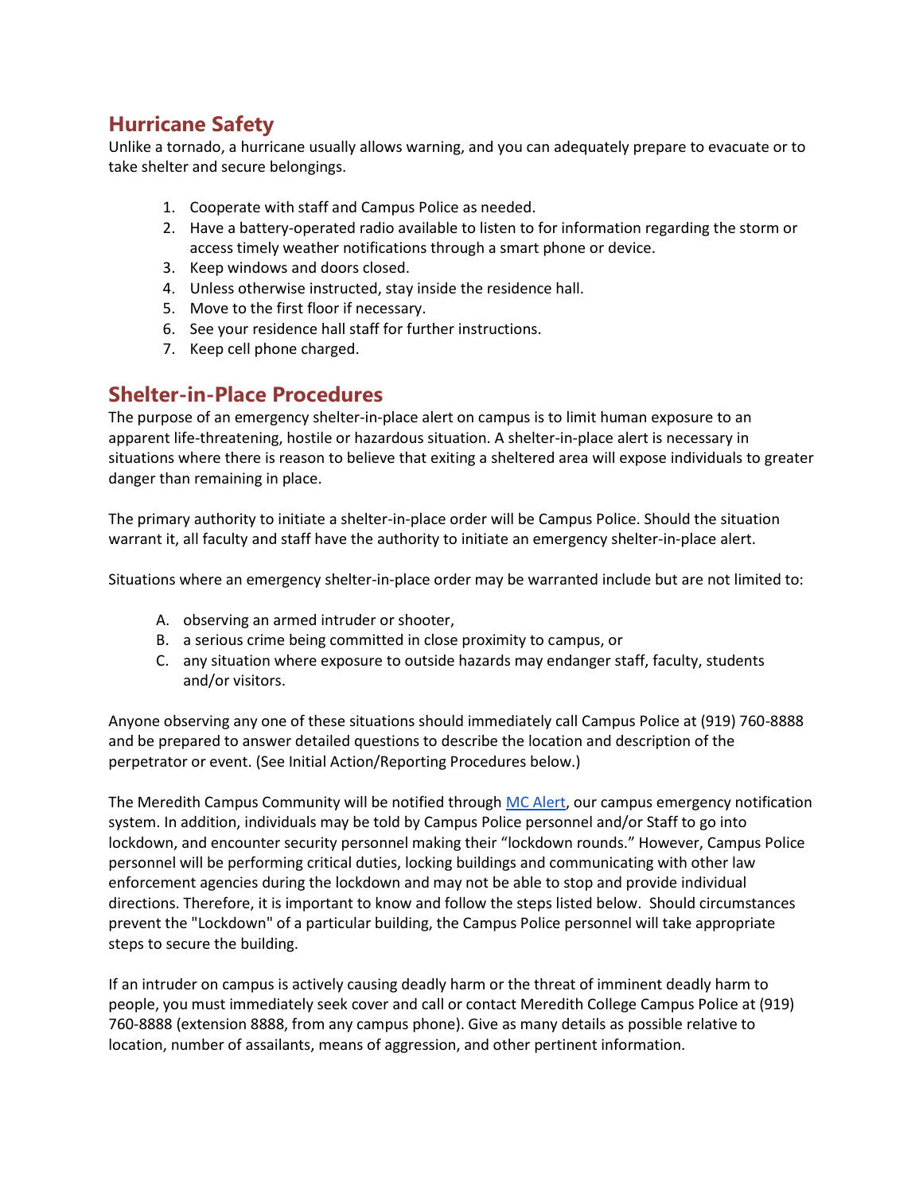## Hurricane Safety

Unlike a tornado, a hurricane usually allows warning, and you can adequately prepare to evacuate or to take shelter and secure belongings.

1. Cooperate with staff and Campus Police as needed.
2. Have a battery-operated radio available to listen to for information regarding the storm or access timely weather notifications through a smart phone or device.
3. Keep windows and doors closed.
4. Unless otherwise instructed, stay inside the residence hall.
5. Move to the first floor if necessary.
6. See your residence hall staff for further instructions.
7. Keep cell phone charged.

## Shelter-in-Place Procedures

The purpose of an emergency shelter-in-place alert on campus is to limit human exposure to an apparent life-threatening, hostile or hazardous situation. A shelter-in-place alert is necessary in situations where there is reason to believe that exiting a sheltered area will expose individuals to greater danger than remaining in place.

The primary authority to initiate a shelter-in-place order will be Campus Police. Should the situation warrant it, all faculty and staff have the authority to initiate an emergency shelter-in-place alert.

Situations where an emergency shelter-in-place order may be warranted include but are not limited to:

A. observing an armed intruder or shooter,
B. a serious crime being committed in close proximity to campus, or
C. any situation where exposure to outside hazards may endanger staff, faculty, students and/or visitors.

Anyone observing any one of these situations should immediately call Campus Police at (919) 760-8888 and be prepared to answer detailed questions to describe the location and description of the perpetrator or event. (See Initial Action/Reporting Procedures below.)

The Meredith Campus Community will be notified through MC Alert, our campus emergency notification system. In addition, individuals may be told by Campus Police personnel and/or Staff to go into lockdown, and encounter security personnel making their "lockdown rounds." However, Campus Police personnel will be performing critical duties, locking buildings and communicating with other law enforcement agencies during the lockdown and may not be able to stop and provide individual directions. Therefore, it is important to know and follow the steps listed below. Should circumstances prevent the "Lockdown" of a particular building, the Campus Police personnel will take appropriate steps to secure the building.

If an intruder on campus is actively causing deadly harm or the threat of imminent deadly harm to people, you must immediately seek cover and call or contact Meredith College Campus Police at (919) 760-8888 (extension 8888, from any campus phone). Give as many details as possible relative to location, number of assailants, means of aggression, and other pertinent information.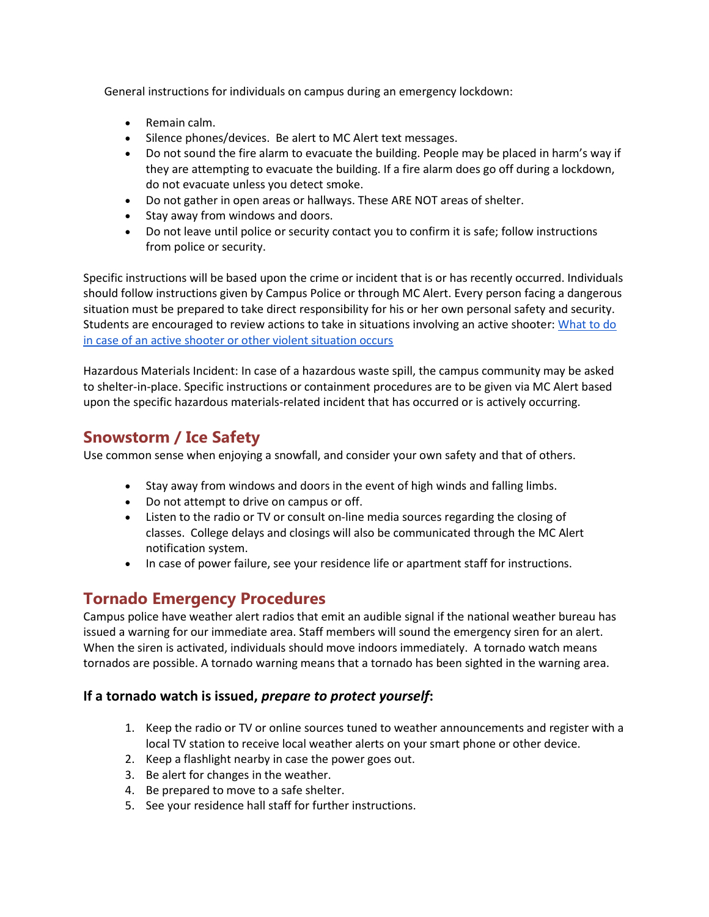General instructions for individuals on campus during an emergency lockdown:

- Remain calm.
- Silence phones/devices. Be alert to MC Alert text messages.
- Do not sound the fire alarm to evacuate the building. People may be placed in harm's way if they are attempting to evacuate the building. If a fire alarm does go off during a lockdown, do not evacuate unless you detect smoke.
- Do not gather in open areas or hallways. These ARE NOT areas of shelter.
- Stay away from windows and doors.
- Do not leave until police or security contact you to confirm it is safe; follow instructions from police or security.

Specific instructions will be based upon the crime or incident that is or has recently occurred. Individuals should follow instructions given by Campus Police or through MC Alert. Every person facing a dangerous situation must be prepared to take direct responsibility for his or her own personal safety and security. Students are encouraged to review actions to take in situations involving an active shooter: [What to do in case of an active shooter or other violent situation occurs]

Hazardous Materials Incident: In case of a hazardous waste spill, the campus community may be asked to shelter-in-place. Specific instructions or containment procedures are to be given via MC Alert based upon the specific hazardous materials-related incident that has occurred or is actively occurring.

## Snowstorm / Ice Safety

Use common sense when enjoying a snowfall, and consider your own safety and that of others.

- Stay away from windows and doors in the event of high winds and falling limbs.
- Do not attempt to drive on campus or off.
- Listen to the radio or TV or consult on-line media sources regarding the closing of classes. College delays and closings will also be communicated through the MC Alert notification system.
- In case of power failure, see your residence life or apartment staff for instructions.

## Tornado Emergency Procedures

Campus police have weather alert radios that emit an audible signal if the national weather bureau has issued a warning for our immediate area. Staff members will sound the emergency siren for an alert. When the siren is activated, individuals should move indoors immediately. A tornado watch means tornados are possible. A tornado warning means that a tornado has been sighted in the warning area.

### If a tornado watch is issued, *prepare to protect yourself*:

1. Keep the radio or TV or online sources tuned to weather announcements and register with a local TV station to receive local weather alerts on your smart phone or other device.
2. Keep a flashlight nearby in case the power goes out.
3. Be alert for changes in the weather.
4. Be prepared to move to a safe shelter.
5. See your residence hall staff for further instructions.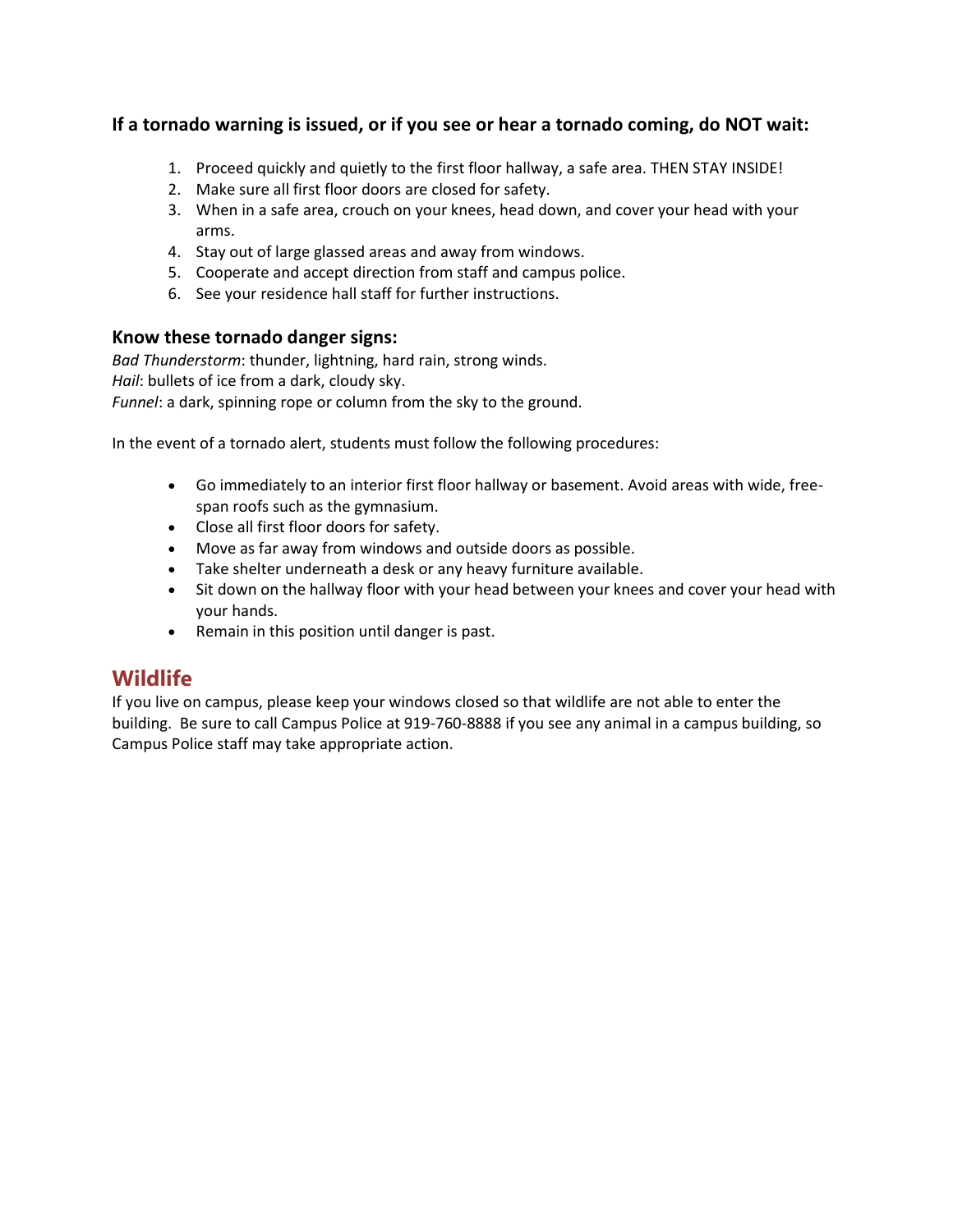### If a tornado warning is issued, or if you see or hear a tornado coming, do NOT wait:

1. Proceed quickly and quietly to the first floor hallway, a safe area. THEN STAY INSIDE!
2. Make sure all first floor doors are closed for safety.
3. When in a safe area, crouch on your knees, head down, and cover your head with your arms.
4. Stay out of large glassed areas and away from windows.
5. Cooperate and accept direction from staff and campus police.
6. See your residence hall staff for further instructions.

### Know these tornado danger signs:

*Bad Thunderstorm*: thunder, lightning, hard rain, strong winds.
*Hail*: bullets of ice from a dark, cloudy sky.
*Funnel*: a dark, spinning rope or column from the sky to the ground.

In the event of a tornado alert, students must follow the following procedures:

- Go immediately to an interior first floor hallway or basement. Avoid areas with wide, free-span roofs such as the gymnasium.
- Close all first floor doors for safety.
- Move as far away from windows and outside doors as possible.
- Take shelter underneath a desk or any heavy furniture available.
- Sit down on the hallway floor with your head between your knees and cover your head with your hands.
- Remain in this position until danger is past.

## Wildlife

If you live on campus, please keep your windows closed so that wildlife are not able to enter the building. Be sure to call Campus Police at 919-760-8888 if you see any animal in a campus building, so Campus Police staff may take appropriate action.